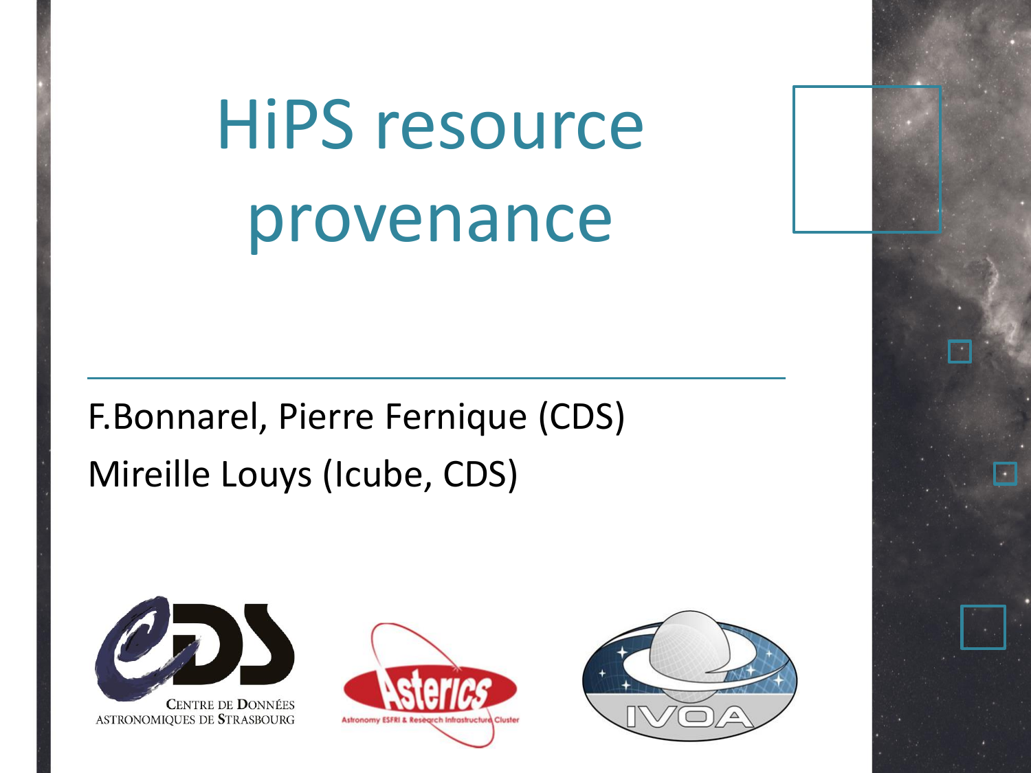# HiPS resource provenance

F.Bonnarel, Pierre Fernique (CDS)

Mireille Louys (Icube, CDS)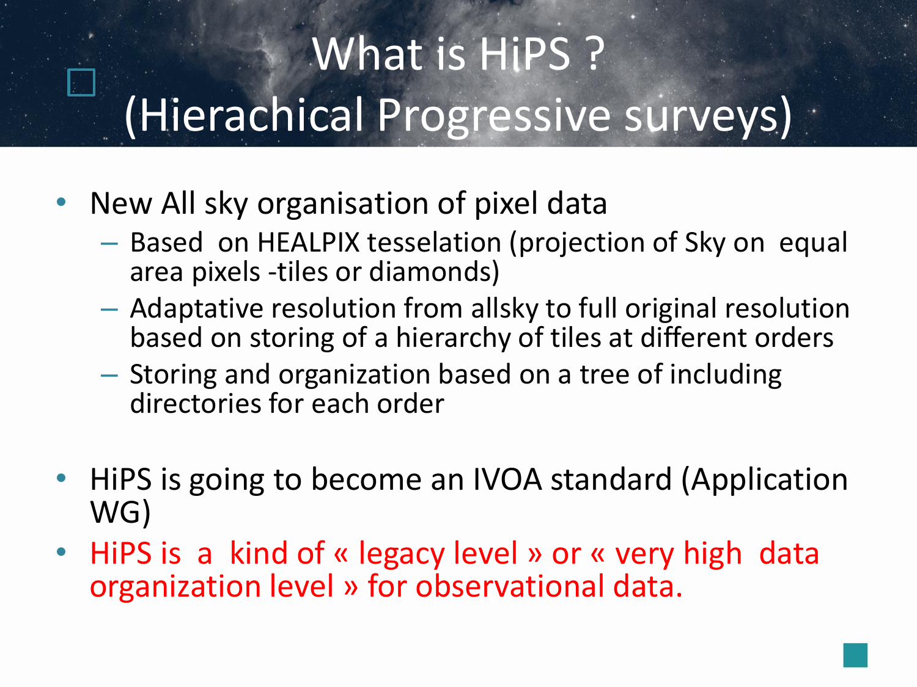# What is HiPS ? (Hierachical Progressive surveys)

- New All sky organisation of pixel data
  - Based on HEALPIX tesselation (projection of Sky on equal area pixels -tiles or diamonds)
  - Adaptative resolution from allsky to full original resolution based on storing of a hierarchy of tiles at different orders
  - Storing and organization based on a tree of including directories for each order

- HiPS is going to become an IVOA standard (Application WG)
- HiPS is a kind of « legacy level » or « very high data organization level » for observational data.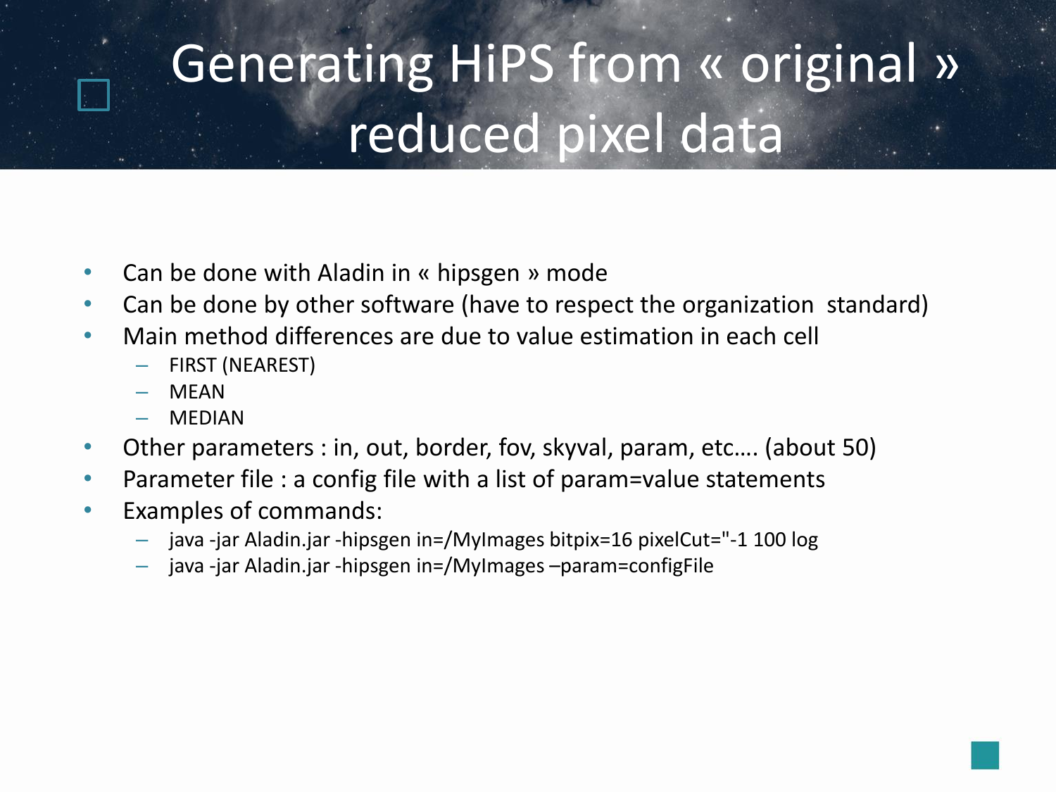# Generating HiPS from « original » reduced pixel data

- Can be done with Aladin in « hipsgen » mode
- Can be done by other software (have to respect the organization standard)
- Main method differences are due to value estimation in each cell
  - FIRST (NEAREST)
  - MEAN
  - MEDIAN
- Other parameters : in, out, border, fov, skyval, param, etc…. (about 50)
- Parameter file : a config file with a list of param=value statements
- Examples of commands:
  - java -jar Aladin.jar -hipsgen in=/MyImages bitpix=16 pixelCut="-1 100 log
  - java -jar Aladin.jar -hipsgen in=/MyImages –param=configFile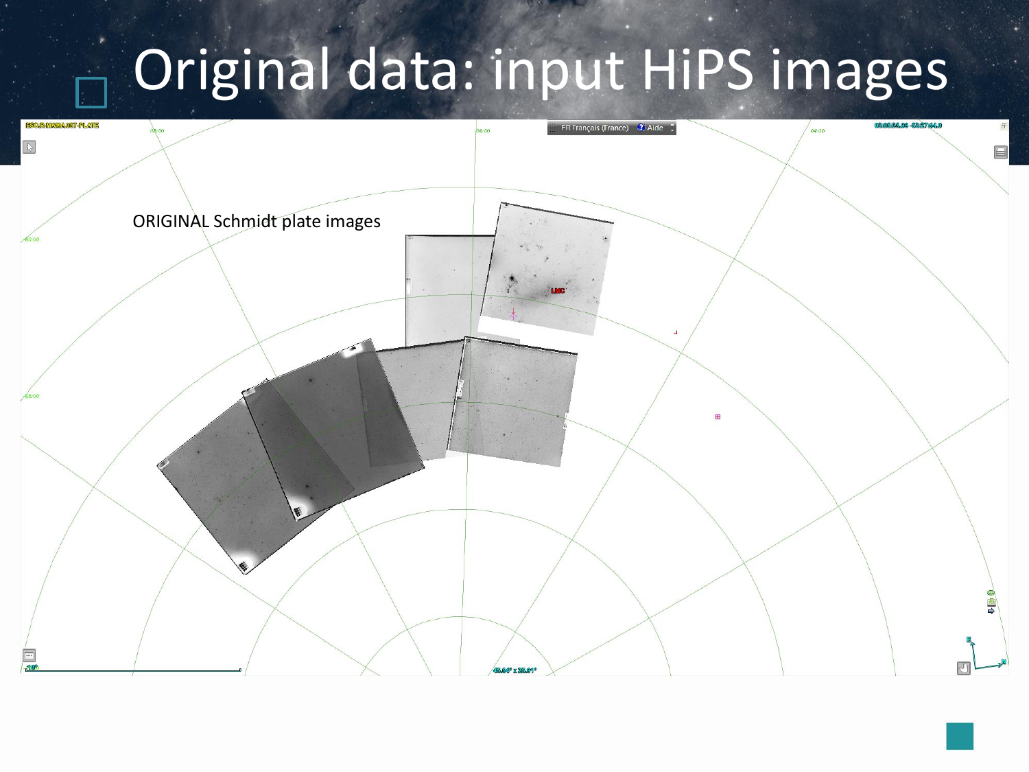# Original data: input HiPS images

ORIGINAL Schmidt plate images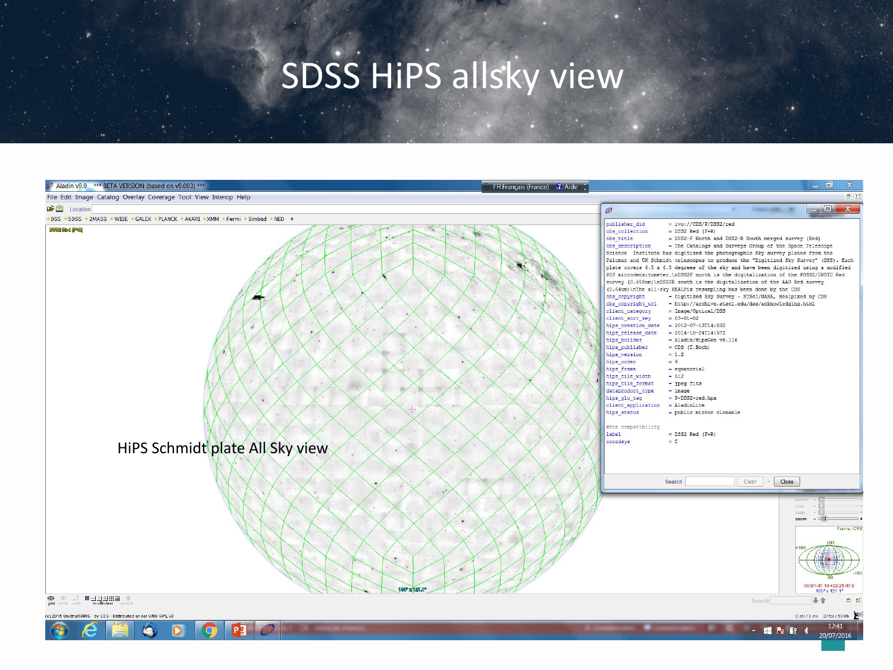# SDSS HiPS allsky view

HiPS Schmidt plate All Sky view

```
publisher_did       = ivo://CDS/P/DSS2/red
obs_collection      = DSS2 Red (F+R)
obs_title           = DSS2-F North and DSS2-R South merged survey (Red)
obs_description     = The Catalogs and Surveys Group of the Space Telescope Science Institute has digitized the photographic Sky Survey plates from the Palomar and UK Schmidt telescopes to produce the "Digitized Sky Survey" (DSS). Each plate covers 6.5 x 6.5 degrees of the sky and have been digitized using a modified PDS microdensitometer.\nDSS2F north is the digitalization of the POSS2/UKSTU Red survey (0.658um)\nDSS2R south is the digitalization of the AAO Red survey (0.64um)\nThe all-sky HEALPix resampling has been done by the CDS
obs_copyright       = Digitized Sky Survey - STScI/NASA, Healpixed by CDS
obs_copyright_url   = http://archive.stsci.edu/dss/acknowledging.html
client_category     = Image/Optical/DSS
client_sort_key     = 03-01-02
hips_creation_date  = 2012-07-13T14:03Z
hips_release_date   = 2014-10-24T14:57Z
hips_builder        = Aladin/HipsGen v8.116
hips_publisher      = CDS (T.Boch)
hips_version        = 1.2
hips_order          = 9
hips_frame          = equatorial
hips_tile_width     = 512
hips_tile_format    = jpeg fits
dataproduct_type    = image
hips_glu_tag        = P-DSS2-red.hpx
client_application  = AladinLite
hips_status         = public mirror clonable

#For compatibility
label               = DSS2 Red (F+R)
coordsys            = C
```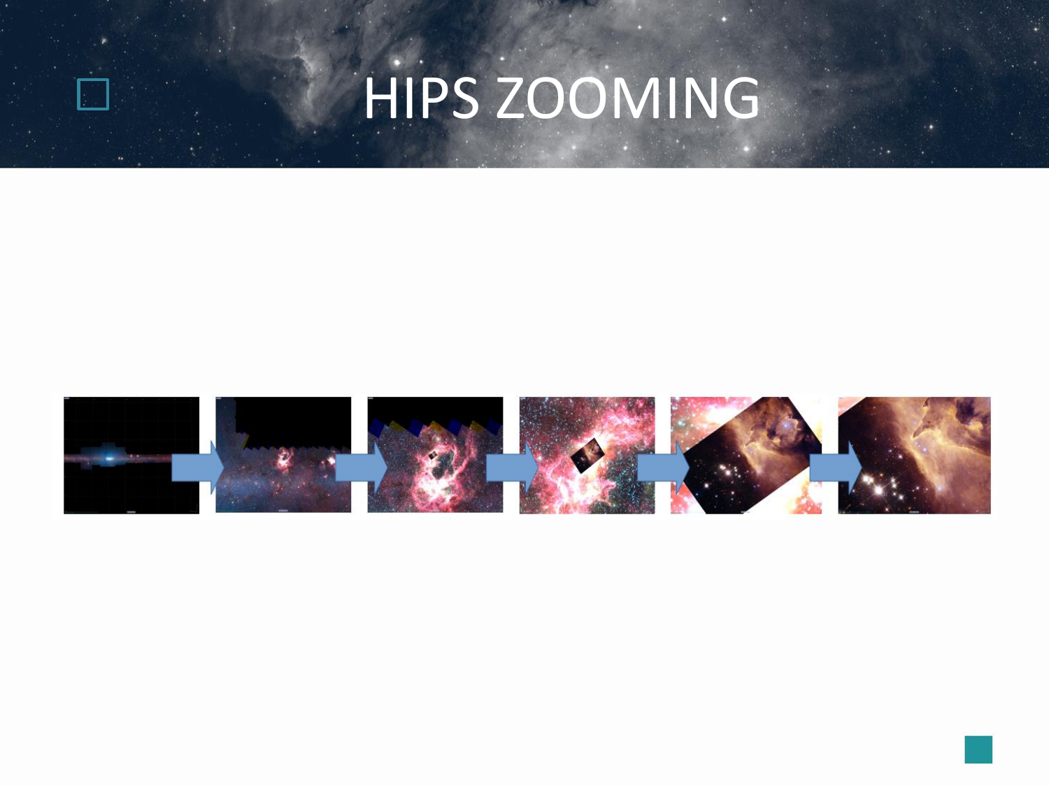# HIPS ZOOMING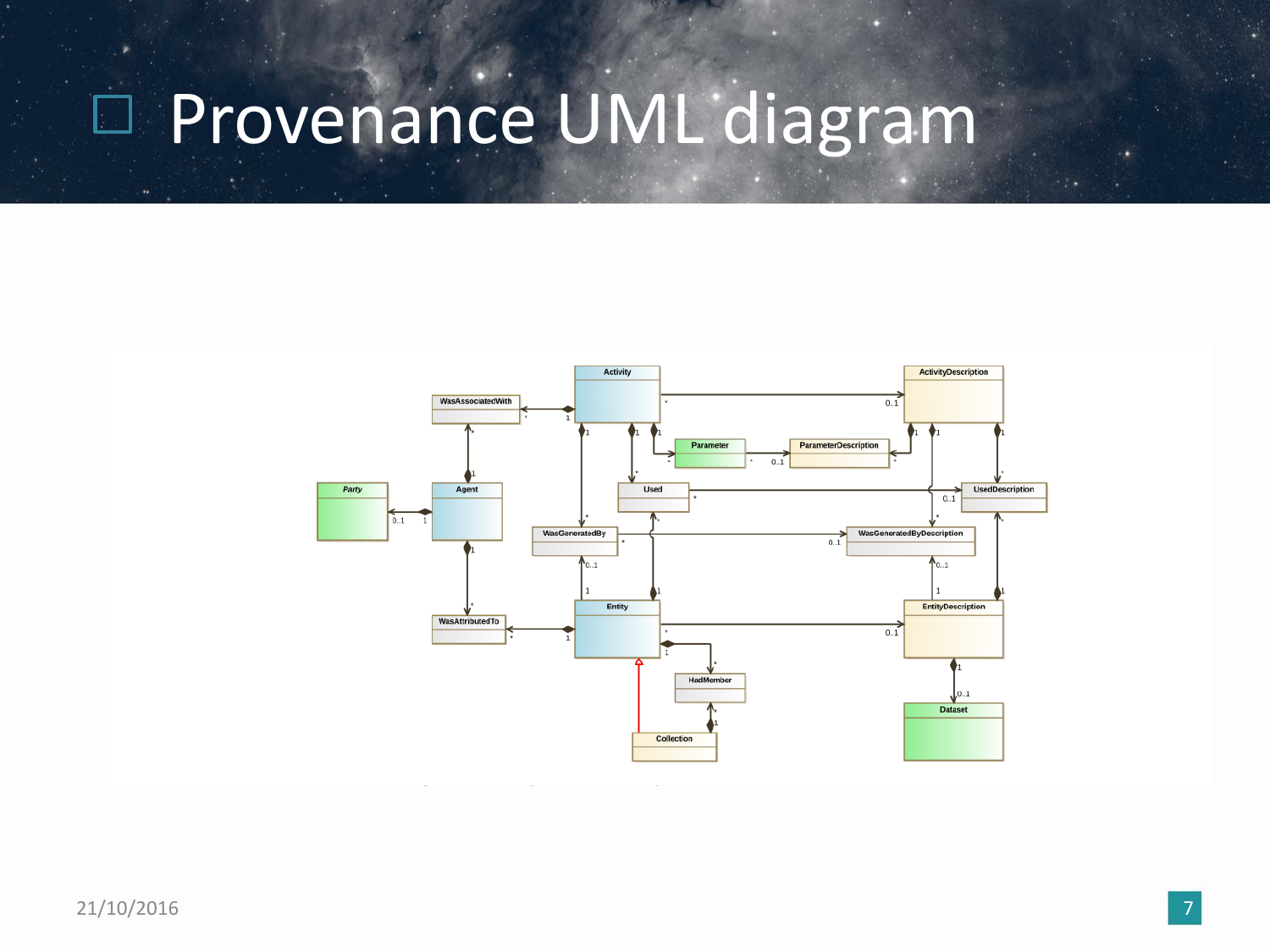# Provenance UML diagram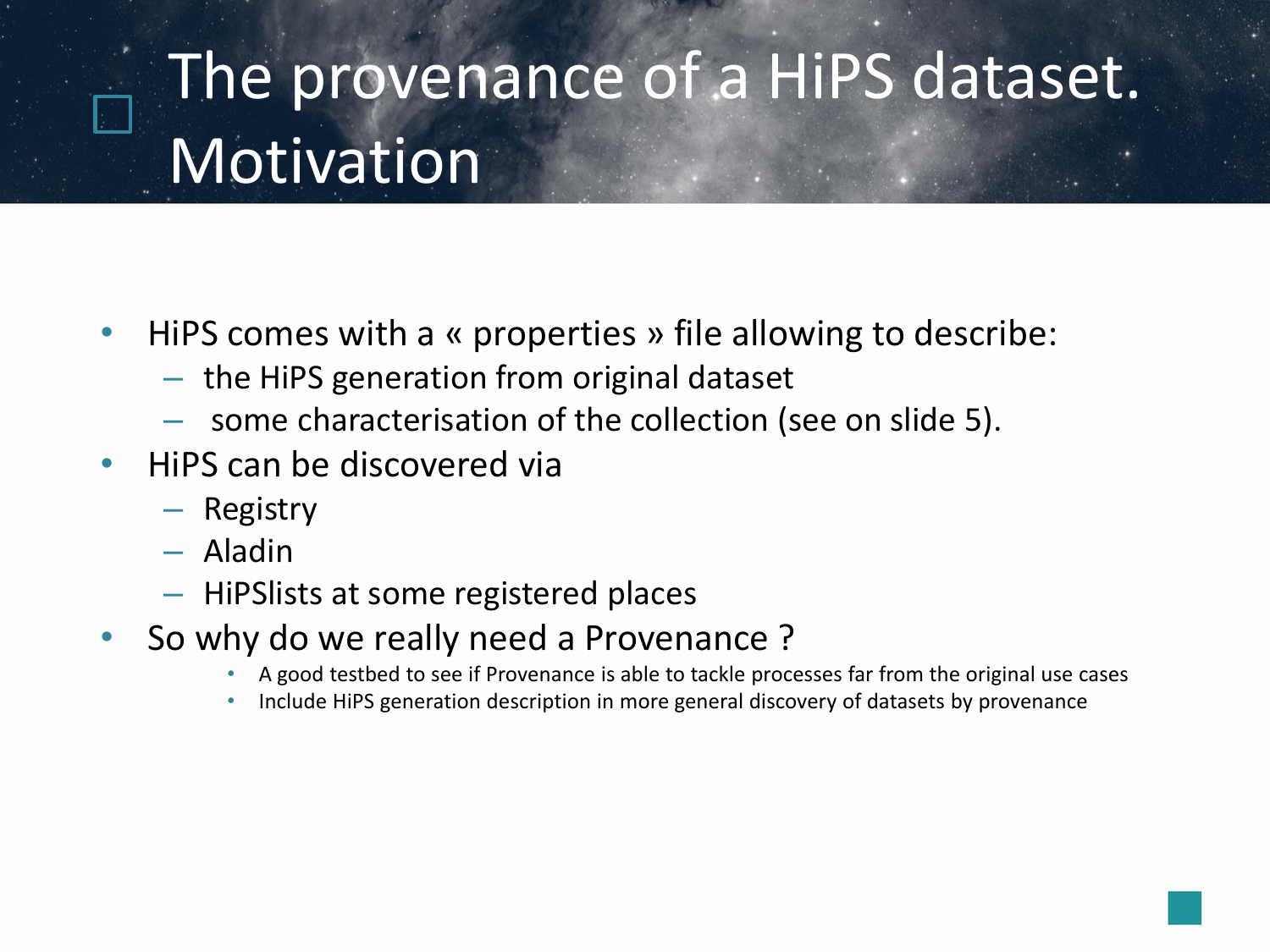# The provenance of a HiPS dataset. Motivation

- HiPS comes with a « properties » file allowing to describe:
  - the HiPS generation from original dataset
  - some characterisation of the collection (see on slide 5).
- HiPS can be discovered via
  - Registry
  - Aladin
  - HiPSlists at some registered places
- So why do we really need a Provenance ?
  - A good testbed to see if Provenance is able to tackle processes far from the original use cases
  - Include HiPS generation description in more general discovery of datasets by provenance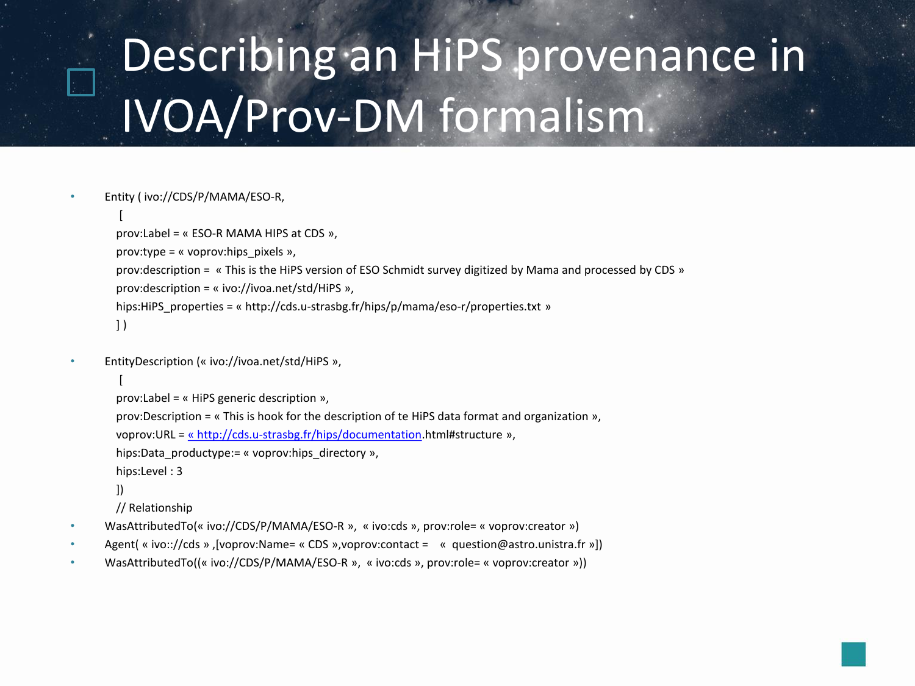# Describing an HiPS provenance in IVOA/Prov-DM formalism

- Entity ( ivo://CDS/P/MAMA/ESO-R,
  [
  prov:Label = « ESO-R MAMA HIPS at CDS »,
  prov:type = « voprov:hips_pixels »,
  prov:description = « This is the HiPS version of ESO Schmidt survey digitized by Mama and processed by CDS »
  prov:description = « ivo://ivoa.net/std/HiPS »,
  hips:HiPS_properties = « http://cds.u-strasbg.fr/hips/p/mama/eso-r/properties.txt »
  ] )

- EntityDescription (« ivo://ivoa.net/std/HiPS »,
  [
  prov:Label = « HiPS generic description »,
  prov:Description = « This is hook for the description of te HiPS data format and organization »,
  voprov:URL = « http://cds.u-strasbg.fr/hips/documentation.html#structure »,
  hips:Data_productype:= « voprov:hips_directory »,
  hips:Level : 3
  ])
  // Relationship
- WasAttributedTo(« ivo://CDS/P/MAMA/ESO-R », « ivo:cds », prov:role= « voprov:creator »)
- Agent( « ivo:://cds » ,[voprov:Name= « CDS »,voprov:contact = « question@astro.unistra.fr »])
- WasAttributedTo((« ivo://CDS/P/MAMA/ESO-R », « ivo:cds », prov:role= « voprov:creator »))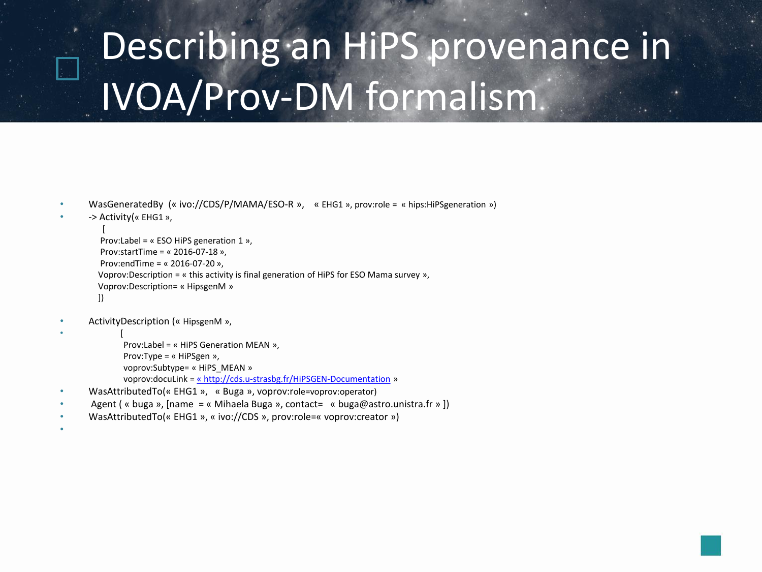# Describing an HiPS provenance in IVOA/Prov-DM formalism

- WasGeneratedBy (« ivo://CDS/P/MAMA/ESO-R », « EHG1 », prov:role = « hips:HiPSgeneration »)
- -> Activity(« EHG1 »,

  [
  Prov:Label = « ESO HiPS generation 1 »,
  Prov:startTime = « 2016-07-18 »,
  Prov:endTime = « 2016-07-20 »,
  Voprov:Description = « this activity is final generation of HiPS for ESO Mama survey »,
  Voprov:Description= « HipsgenM »
  ])

- ActivityDescription (« HipsgenM »,
- [
  Prov:Label = « HiPS Generation MEAN »,
  Prov:Type = « HiPSgen »,
  voprov:Subtype= « HiPS_MEAN »
  voprov:docuLink = « http://cds.u-strasbg.fr/HiPSGEN-Documentation »
- WasAttributedTo(« EHG1 », « Buga », voprov:role=voprov:operator)
- Agent ( « buga », [name = « Mihaela Buga », contact= « buga@astro.unistra.fr » ])
- WasAttributedTo(« EHG1 », « ivo://CDS », prov:role=« voprov:creator »)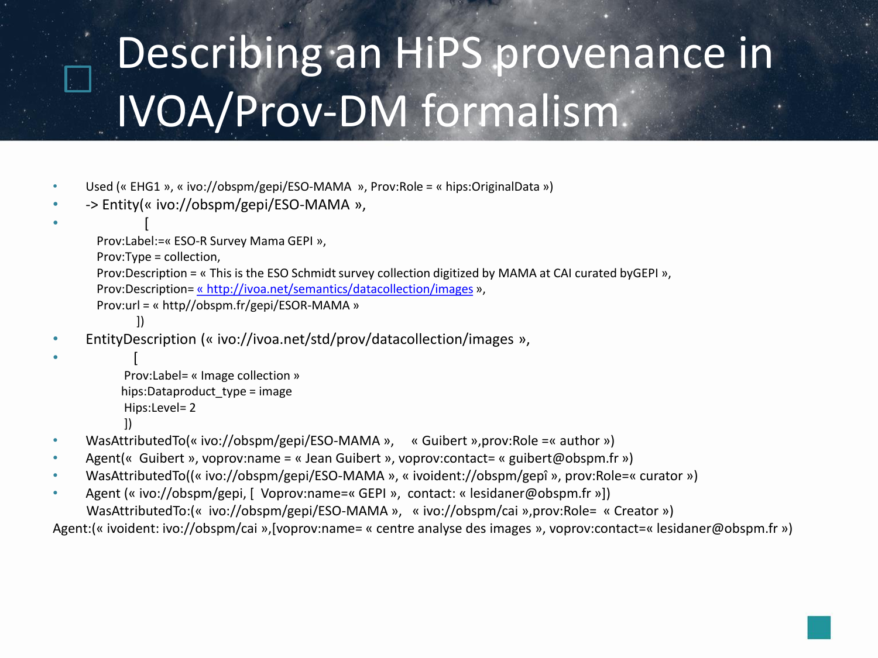# Describing an HiPS provenance in IVOA/Prov-DM formalism

- Used (« EHG1 », « ivo://obspm/gepi/ESO-MAMA », Prov:Role = « hips:OriginalData »)
- -> Entity(« ivo://obspm/gepi/ESO-MAMA »,
- [

  Prov:Label:=« ESO-R Survey Mama GEPI »,
  Prov:Type = collection,
  Prov:Description = « This is the ESO Schmidt survey collection digitized by MAMA at CAI curated byGEPI »,
  Prov:Description= « http://ivoa.net/semantics/datacollection/images »,
  Prov:url = « http//obspm.fr/gepi/ESOR-MAMA »
  ])
- EntityDescription (« ivo://ivoa.net/std/prov/datacollection/images »,
- [

  Prov:Label= « Image collection »
  hips:Dataproduct_type = image
  Hips:Level= 2
  ])
- WasAttributedTo(« ivo://obspm/gepi/ESO-MAMA », « Guibert »,prov:Role =« author »)
- Agent(« Guibert », voprov:name = « Jean Guibert », voprov:contact= « guibert@obspm.fr »)
- WasAttributedTo((« ivo://obspm/gepi/ESO-MAMA », « ivoident://obspm/gepî », prov:Role=« curator »)
- Agent (« ivo://obspm/gepi, [ Voprov:name=« GEPI », contact: « lesidaner@obspm.fr »])

  WasAttributedTo:(« ivo://obspm/gepi/ESO-MAMA », « ivo://obspm/cai »,prov:Role= « Creator »)

Agent:(« ivoident: ivo://obspm/cai »,[voprov:name= « centre analyse des images », voprov:contact=« lesidaner@obspm.fr »)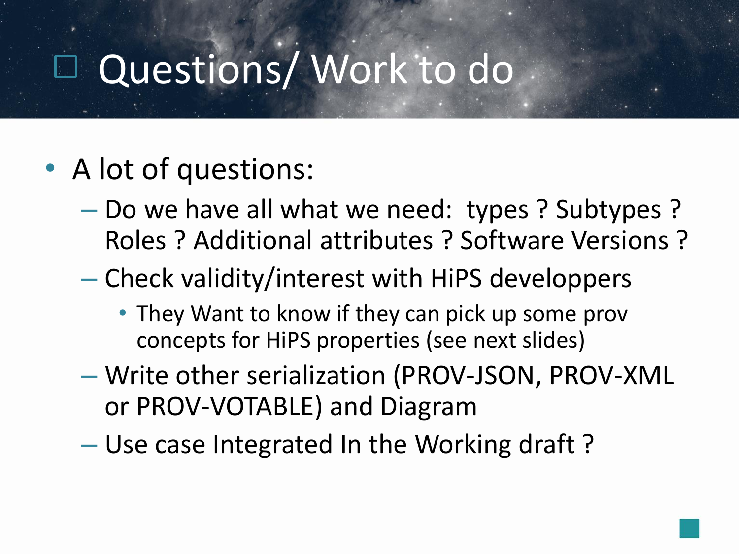# Questions/ Work to do

- A lot of questions:
  - Do we have all what we need:  types ? Subtypes ? Roles ? Additional attributes ? Software Versions ?
  - Check validity/interest with HiPS developpers
    - They Want to know if they can pick up some prov concepts for HiPS properties (see next slides)
  - Write other serialization (PROV-JSON, PROV-XML or PROV-VOTABLE) and Diagram
  - Use case Integrated In the Working draft ?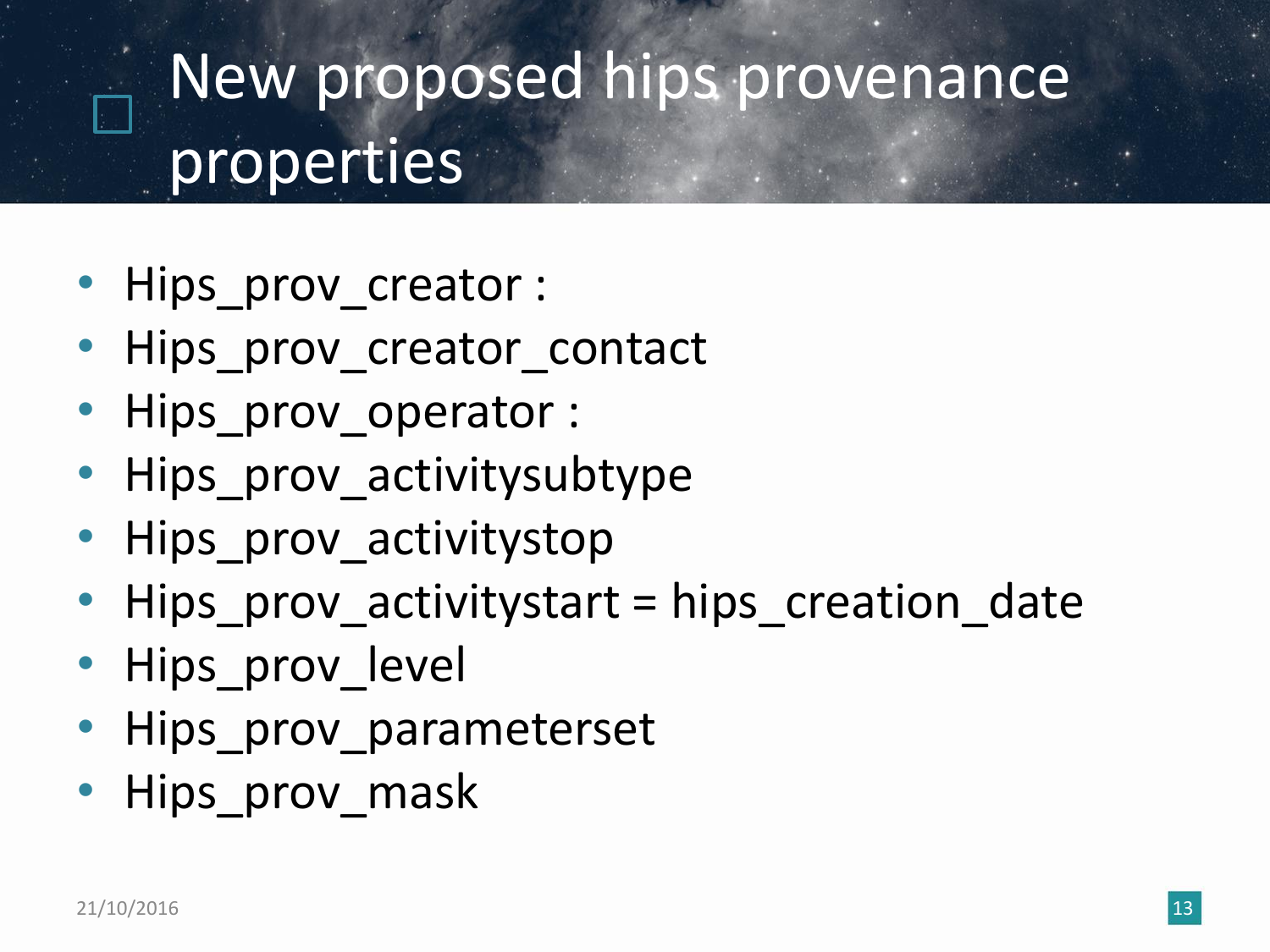# New proposed hips provenance properties

- Hips_prov_creator :
- Hips_prov_creator_contact
- Hips_prov_operator :
- Hips_prov_activitysubtype
- Hips_prov_activitystop
- Hips_prov_activitystart = hips_creation_date
- Hips_prov_level
- Hips_prov_parameterset
- Hips_prov_mask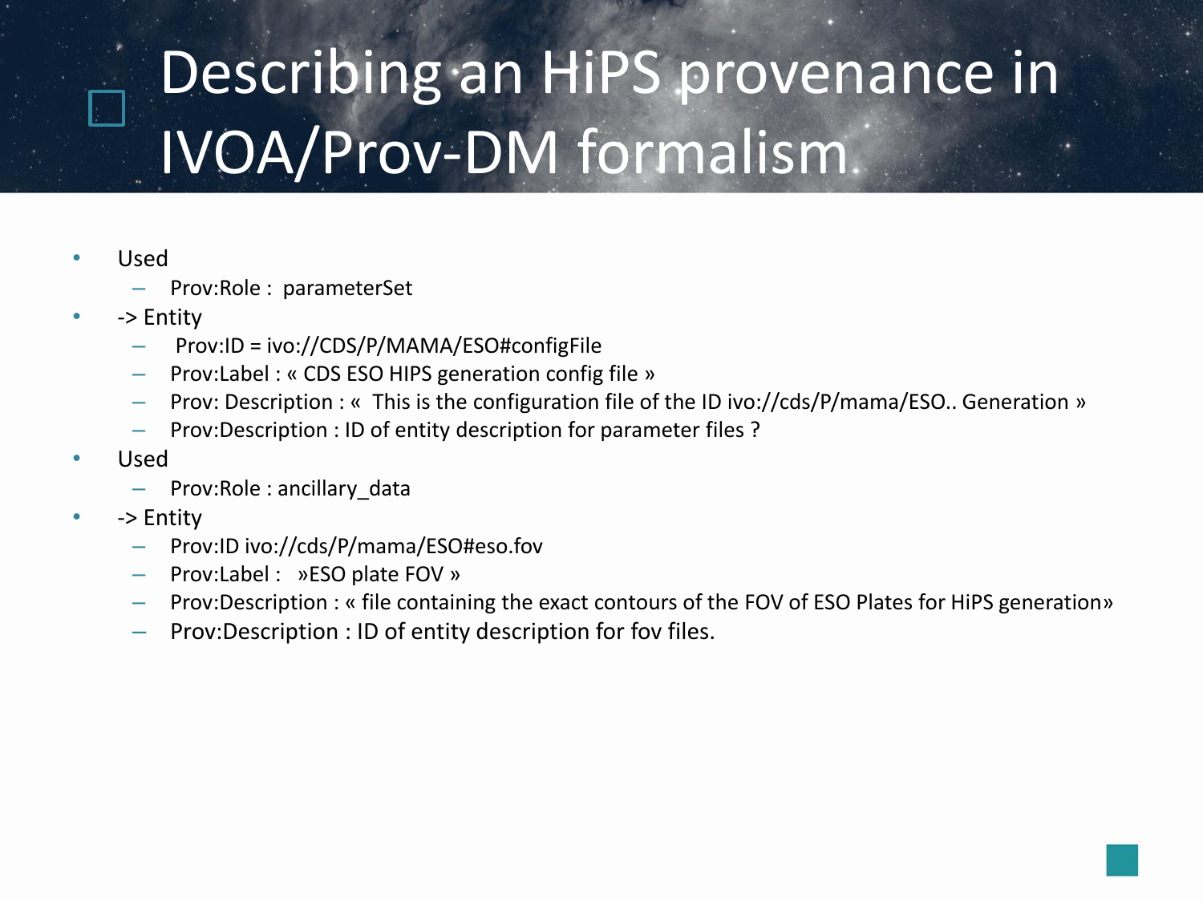# Describing an HiPS provenance in IVOA/Prov-DM formalism

- Used
  - Prov:Role :  parameterSet
- -> Entity
  - Prov:ID = ivo://CDS/P/MAMA/ESO#configFile
  - Prov:Label : « CDS ESO HIPS generation config file »
  - Prov: Description : «  This is the configuration file of the ID ivo://cds/P/mama/ESO.. Generation »
  - Prov:Description : ID of entity description for parameter files ?
- Used
  - Prov:Role : ancillary_data
- -> Entity
  - Prov:ID ivo://cds/P/mama/ESO#eso.fov
  - Prov:Label :   »ESO plate FOV »
  - Prov:Description : « file containing the exact contours of the FOV of ESO Plates for HiPS generation»
  - Prov:Description : ID of entity description for fov files.